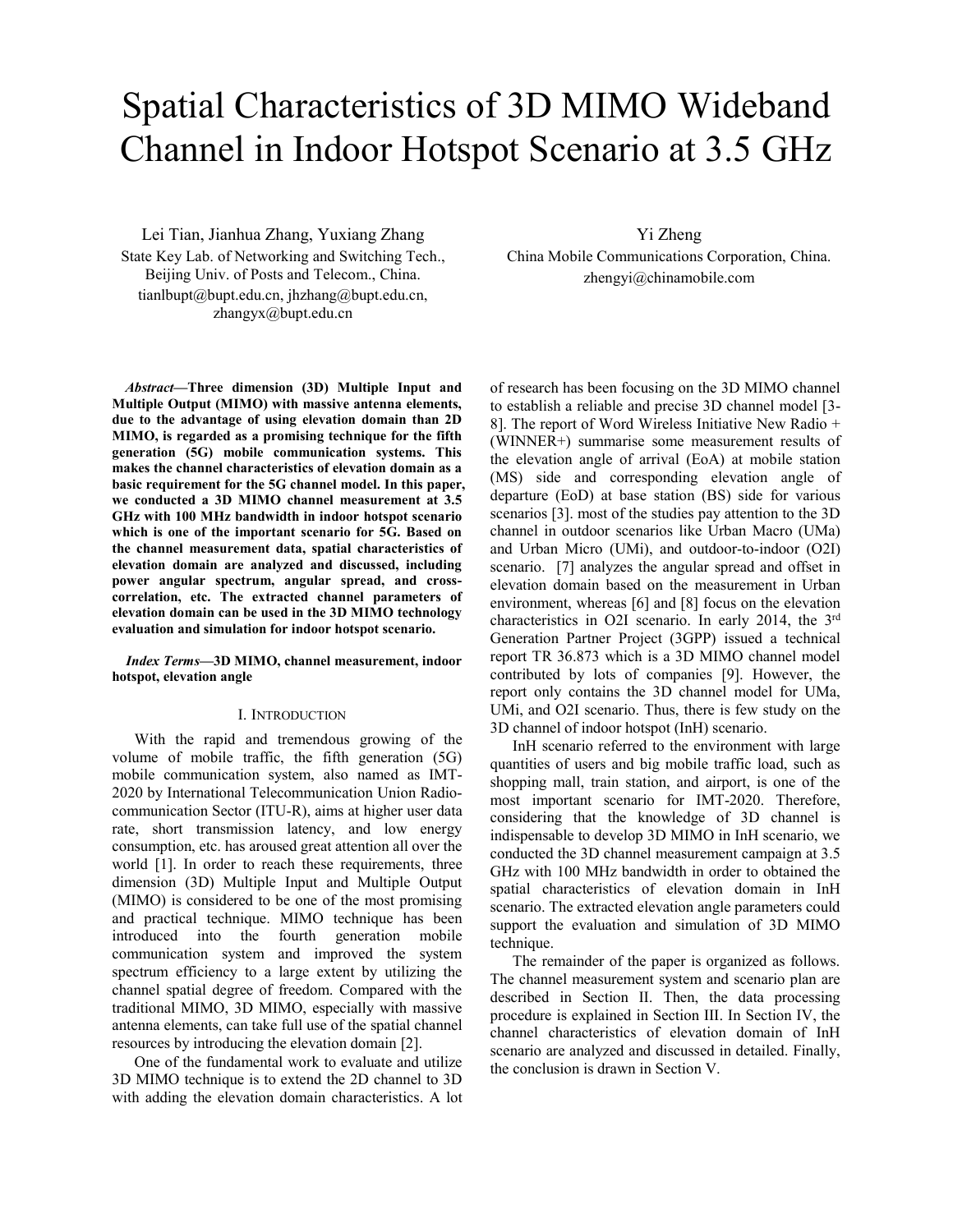# Spatial Characteristics of 3D MIMO Wideband Channel in Indoor Hotspot Scenario at 3.5 GHz

Lei Tian, Jianhua Zhang, Yuxiang Zhang
State Key Lab. of Networking and Switching Tech., Beijing Univ. of Posts and Telecom., China.
tianlbupt@bupt.edu.cn, jhzhang@bupt.edu.cn, zhangyx@bupt.edu.cn

Yi Zheng
China Mobile Communications Corporation, China.
zhengyi@chinamobile.com

***Abstract*—Three dimension (3D) Multiple Input and Multiple Output (MIMO) with massive antenna elements, due to the advantage of using elevation domain than 2D MIMO, is regarded as a promising technique for the fifth generation (5G) mobile communication systems. This makes the channel characteristics of elevation domain as a basic requirement for the 5G channel model. In this paper, we conducted a 3D MIMO channel measurement at 3.5 GHz with 100 MHz bandwidth in indoor hotspot scenario which is one of the important scenario for 5G. Based on the channel measurement data, spatial characteristics of elevation domain are analyzed and discussed, including power angular spectrum, angular spread, and cross-correlation, etc. The extracted channel parameters of elevation domain can be used in the 3D MIMO technology evaluation and simulation for indoor hotspot scenario.**

***Index Terms*—3D MIMO, channel measurement, indoor hotspot, elevation angle**

## I. Introduction

With the rapid and tremendous growing of the volume of mobile traffic, the fifth generation (5G) mobile communication system, also named as IMT-2020 by International Telecommunication Union Radio-communication Sector (ITU-R), aims at higher user data rate, short transmission latency, and low energy consumption, etc. has aroused great attention all over the world [1]. In order to reach these requirements, three dimension (3D) Multiple Input and Multiple Output (MIMO) is considered to be one of the most promising and practical technique. MIMO technique has been introduced into the fourth generation mobile communication system and improved the system spectrum efficiency to a large extent by utilizing the channel spatial degree of freedom. Compared with the traditional MIMO, 3D MIMO, especially with massive antenna elements, can take full use of the spatial channel resources by introducing the elevation domain [2].

One of the fundamental work to evaluate and utilize 3D MIMO technique is to extend the 2D channel to 3D with adding the elevation domain characteristics. A lot of research has been focusing on the 3D MIMO channel to establish a reliable and precise 3D channel model [3-8]. The report of Word Wireless Initiative New Radio + (WINNER+) summarise some measurement results of the elevation angle of arrival (EoA) at mobile station (MS) side and corresponding elevation angle of departure (EoD) at base station (BS) side for various scenarios [3]. most of the studies pay attention to the 3D channel in outdoor scenarios like Urban Macro (UMa) and Urban Micro (UMi), and outdoor-to-indoor (O2I) scenario. [7] analyzes the angular spread and offset in elevation domain based on the measurement in Urban environment, whereas [6] and [8] focus on the elevation characteristics in O2I scenario. In early 2014, the 3rd Generation Partner Project (3GPP) issued a technical report TR 36.873 which is a 3D MIMO channel model contributed by lots of companies [9]. However, the report only contains the 3D channel model for UMa, UMi, and O2I scenario. Thus, there is few study on the 3D channel of indoor hotspot (InH) scenario.

InH scenario referred to the environment with large quantities of users and big mobile traffic load, such as shopping mall, train station, and airport, is one of the most important scenario for IMT-2020. Therefore, considering that the knowledge of 3D channel is indispensable to develop 3D MIMO in InH scenario, we conducted the 3D channel measurement campaign at 3.5 GHz with 100 MHz bandwidth in order to obtained the spatial characteristics of elevation domain in InH scenario. The extracted elevation angle parameters could support the evaluation and simulation of 3D MIMO technique.

The remainder of the paper is organized as follows. The channel measurement system and scenario plan are described in Section II. Then, the data processing procedure is explained in Section III. In Section IV, the channel characteristics of elevation domain of InH scenario are analyzed and discussed in detailed. Finally, the conclusion is drawn in Section V.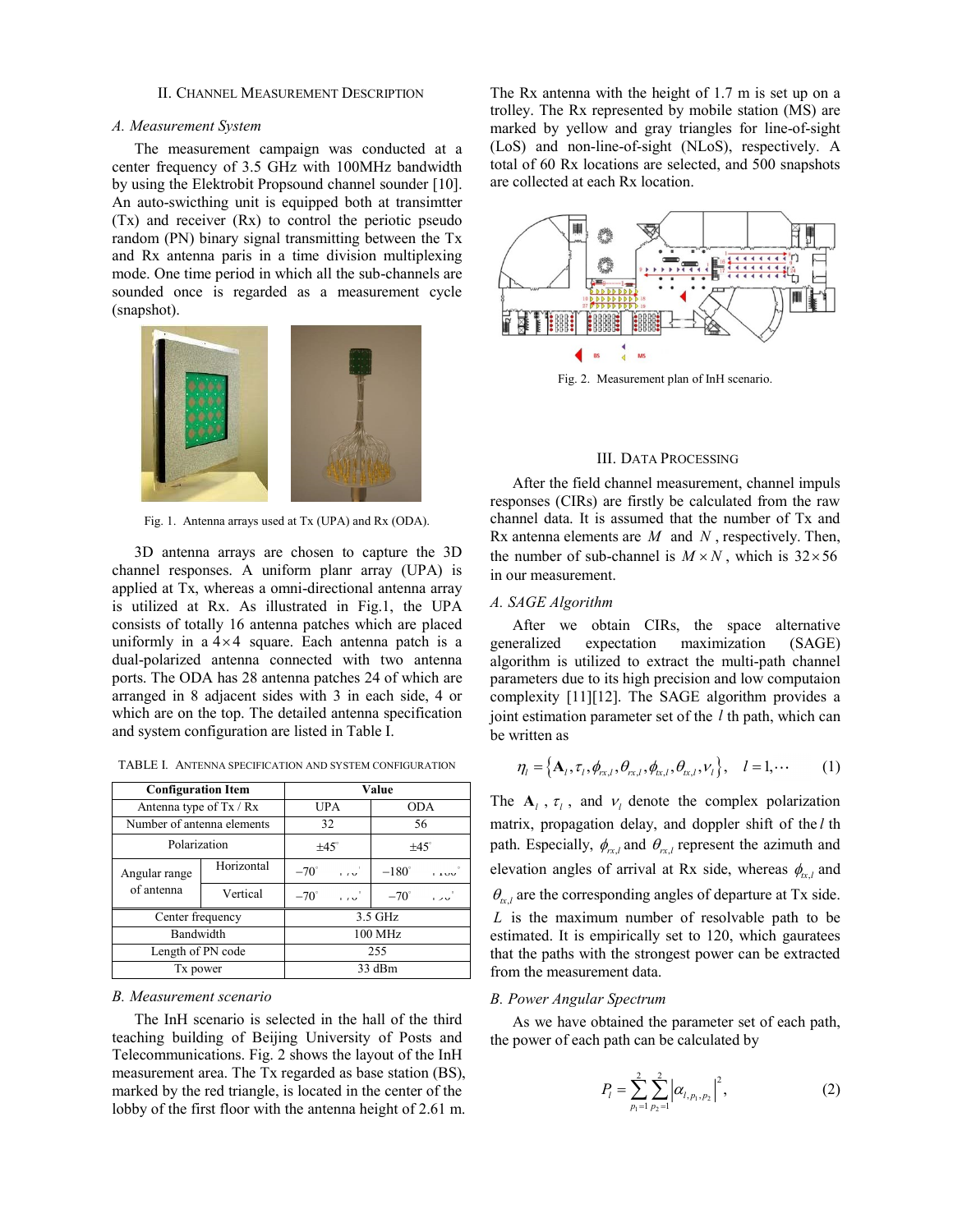## II. Channel Measurement Description

### A. Measurement System

The measurement campaign was conducted at a center frequency of 3.5 GHz with 100MHz bandwidth by using the Elektrobit Propsound channel sounder [10]. An auto-swicthing unit is equipped both at transimtter (Tx) and receiver (Rx) to control the periotic pseudo random (PN) binary signal transmitting between the Tx and Rx antenna paris in a time division multiplexing mode. One time period in which all the sub-channels are sounded once is regarded as a measurement cycle (snapshot).

Fig. 1. Antenna arrays used at Tx (UPA) and Rx (ODA).

3D antenna arrays are chosen to capture the 3D channel responses. A uniform planr array (UPA) is applied at Tx, whereas a omni-directional antenna array is utilized at Rx. As illustrated in Fig.1, the UPA consists of totally 16 antenna patches which are placed uniformly in a $4 \times 4$ square. Each antenna patch is a dual-polarized antenna connected with two antenna ports. The ODA has 28 antenna patches 24 of which are arranged in 8 adjacent sides with 3 in each side, 4 or which are on the top. The detailed antenna specification and system configuration are listed in Table I.

TABLE I. Antenna specification and system configuration

| Configuration Item | | Value | |
|---|---|---|---|
| Antenna type of Tx / Rx | | UPA | ODA |
| Number of antenna elements | | 32 | 56 |
| Polarization | | $\pm 45^{\circ}$ | $\pm 45^{\circ}$ |
| Angular range of antenna | Horizontal | $-70^{\circ}$ ~ $70^{\circ}$ | $-180^{\circ}$ ~ $180^{\circ}$ |
| | Vertical | $-70^{\circ}$ ~ $70^{\circ}$ | $-70^{\circ}$ ~ $90^{\circ}$ |
| Center frequency | | 3.5 GHz | |
| Bandwidth | | 100 MHz | |
| Length of PN code | | 255 | |
| Tx power | | 33 dBm | |

### B. Measurement scenario

The InH scenario is selected in the hall of the third teaching building of Beijing University of Posts and Telecommunications. Fig. 2 shows the layout of the InH measurement area. The Tx regarded as base station (BS), marked by the red triangle, is located in the center of the lobby of the first floor with the antenna height of 2.61 m. The Rx antenna with the height of 1.7 m is set up on a trolley. The Rx represented by mobile station (MS) are marked by yellow and gray triangles for line-of-sight (LoS) and non-line-of-sight (NLoS), respectively. A total of 60 Rx locations are selected, and 500 snapshots are collected at each Rx location.

Fig. 2. Measurement plan of InH scenario.

## III. Data Processing

After the field channel measurement, channel impuls responses (CIRs) are firstly be calculated from the raw channel data. It is assumed that the number of Tx and Rx antenna elements are $M$ and $N$, respectively. Then, the number of sub-channel is $M \times N$, which is $32 \times 56$ in our measurement.

### A. SAGE Algorithm

After we obtain CIRs, the space alternative generalized expectation maximization (SAGE) algorithm is utilized to extract the multi-path channel parameters due to its high precision and low computaion complexity [11][12]. The SAGE algorithm provides a joint estimation parameter set of the $l$ th path, which can be written as

$$\eta_l = \left\{ \mathbf{A}_l, \tau_l, \phi_{rx,l}, \theta_{rx,l}, \phi_{tx,l}, \theta_{tx,l}, \nu_l \right\}, \quad l = 1, \cdots \tag{1}$$

The $\mathbf{A}_l$, $\tau_l$, and $\nu_l$ denote the complex polarization matrix, propagation delay, and doppler shift of the $l$ th path. Especially, $\phi_{rx,l}$ and $\theta_{rx,l}$ represent the azimuth and elevation angles of arrival at Rx side, whereas $\phi_{tx,l}$ and $\theta_{tx,l}$ are the corresponding angles of departure at Tx side. $L$ is the maximum number of resolvable path to be estimated. It is empirically set to 120, which gauratees that the paths with the strongest power can be extracted from the measurement data.

### B. Power Angular Spectrum

As we have obtained the parameter set of each path, the power of each path can be calculated by

$$P_l = \sum_{p_1=1}^{2} \sum_{p_2=1}^{2} \left| \alpha_{l,p_1,p_2} \right|^2, \tag{2}$$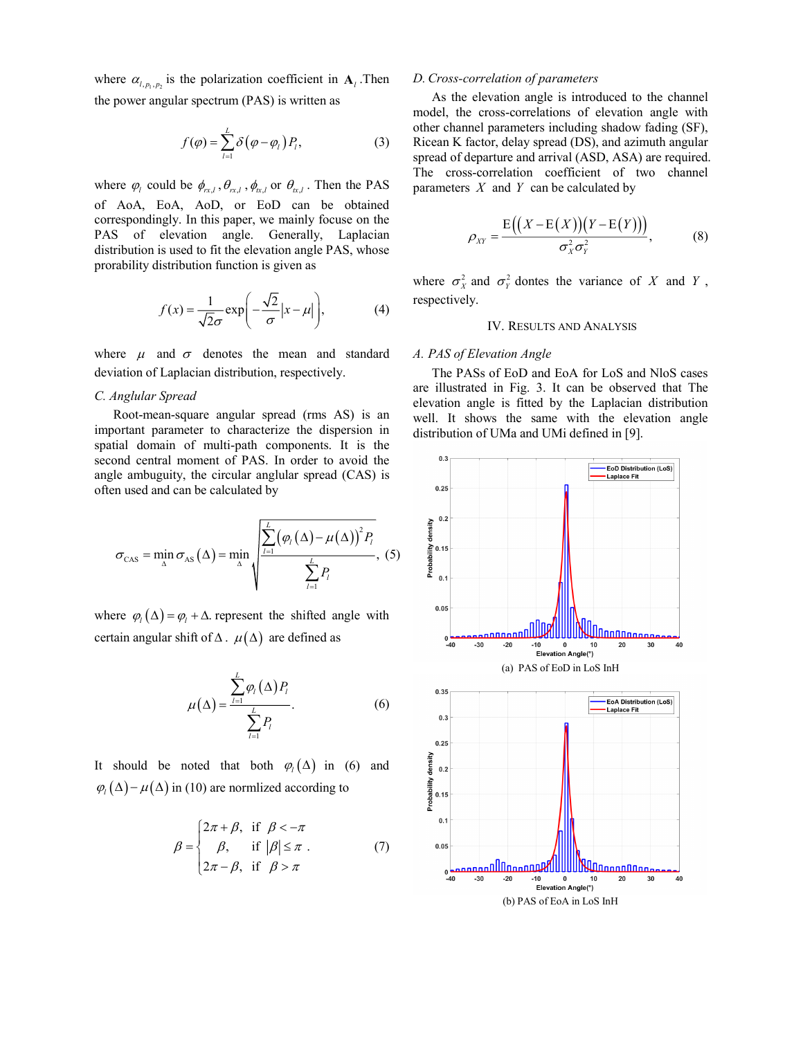where $\alpha_{l,p_1,p_2}$ is the polarization coefficient in $\mathbf{A}_l$ .Then the power angular spectrum (PAS) is written as

$$f(\varphi)=\sum_{l=1}^{L}\delta\left(\varphi-\varphi_l\right)P_l, \tag{3}$$

where $\varphi_l$ could be $\phi_{rx,l}$ , $\theta_{rx,l}$ , $\phi_{tx,l}$ or $\theta_{tx,l}$ . Then the PAS of AoA, EoA, AoD, or EoD can be obtained correspondingly. In this paper, we mainly focuse on the PAS of elevation angle. Generally, Laplacian distribution is used to fit the elevation angle PAS, whose prorability distribution function is given as

$$f(x)=\frac{1}{\sqrt{2}\sigma}\exp\left(-\frac{\sqrt{2}}{\sigma}\left|x-\mu\right|\right), \tag{4}$$

where $\mu$ and $\sigma$ denotes the mean and standard deviation of Laplacian distribution, respectively.

### *C. Anglular Spread*

Root-mean-square angular spread (rms AS) is an important parameter to characterize the dispersion in spatial domain of multi-path components. It is the second central moment of PAS. In order to avoid the angle ambuguity, the circular anglular spread (CAS) is often used and can be calculated by

$$\sigma_{\text{CAS}}=\min_{\Delta}\sigma_{\text{AS}}\left(\Delta\right)=\min_{\Delta}\sqrt{\frac{\sum_{l=1}^{L}\left(\varphi_l\left(\Delta\right)-\mu\left(\Delta\right)\right)^2P_l}{\sum_{l=1}^{L}P_l}}, \tag{5}$$

where $\varphi_l\left(\Delta\right)=\varphi_l+\Delta$. represent the shifted angle with certain angular shift of $\Delta$ . $\mu\left(\Delta\right)$ are defined as

$$\mu\left(\Delta\right)=\frac{\sum_{l=1}^{L}\varphi_l\left(\Delta\right)P_l}{\sum_{l=1}^{L}P_l}. \tag{6}$$

It should be noted that both $\varphi_l\left(\Delta\right)$ in (6) and $\varphi_l\left(\Delta\right)-\mu\left(\Delta\right)$ in (10) are normlized according to

$$\beta=\begin{cases}2\pi+\beta, & \text{if } \beta<-\pi\\ \beta, & \text{if } \left|\beta\right|\leq\pi\\ 2\pi-\beta, & \text{if } \beta>\pi\end{cases}. \tag{7}$$

### *D. Cross-correlation of parameters*

As the elevation angle is introduced to the channel model, the cross-correlations of elevation angle with other channel parameters including shadow fading (SF), Ricean K factor, delay spread (DS), and azimuth angular spread of departure and arrival (ASD, ASA) are required. The cross-correlation coefficient of two channel parameters $X$ and $Y$ can be calculated by

$$\rho_{XY}=\frac{\mathrm{E}\left(\left(X-\mathrm{E}\left(X\right)\right)\left(Y-\mathrm{E}\left(Y\right)\right)\right)}{\sigma_X^2\sigma_Y^2}, \tag{8}$$

where $\sigma_X^2$ and $\sigma_Y^2$ dontes the variance of $X$ and $Y$ , respectively.

## IV. Results and Analysis

### *A. PAS of Elevation Angle*

The PASs of EoD and EoA for LoS and NloS cases are illustrated in Fig. 3. It can be observed that The elevation angle is fitted by the Laplacian distribution well. It shows the same with the elevation angle distribution of UMa and UMi defined in [9].

(a) PAS of EoD in LoS InH

(b) PAS of EoA in LoS InH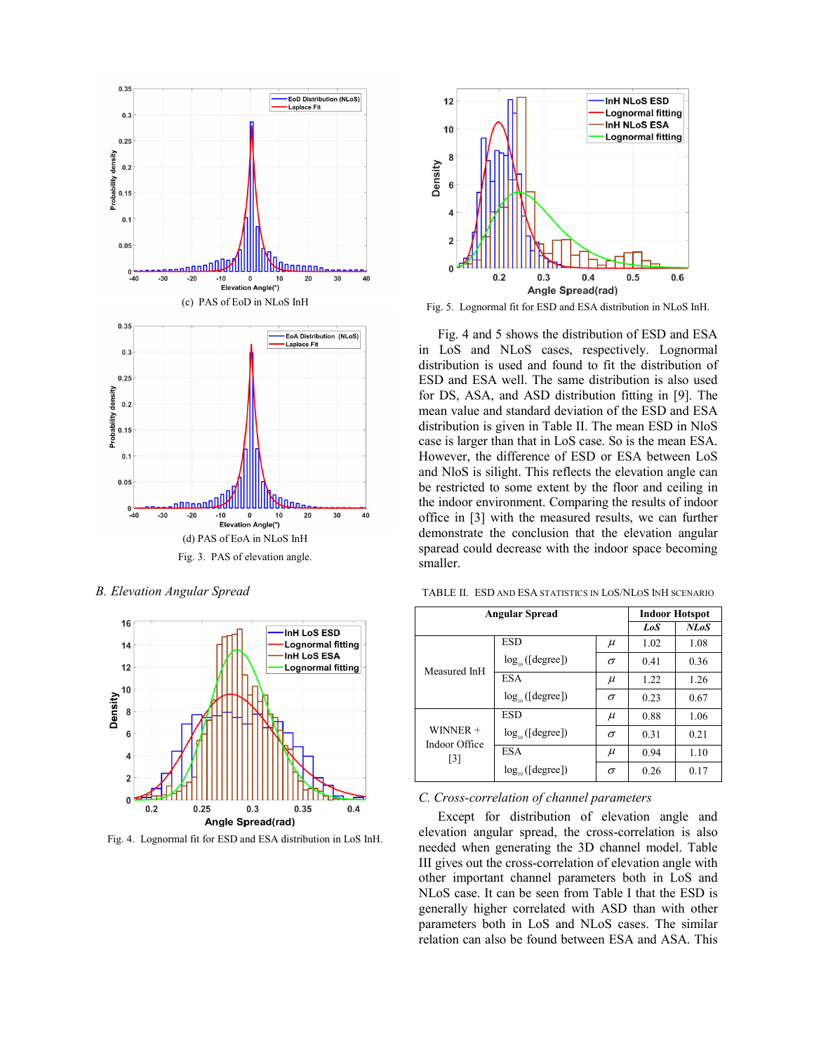(c) PAS of EoD in NLoS InH

(d) PAS of EoA in NLoS InH

Fig. 3. PAS of elevation angle.

### B. Elevation Angular Spread

Fig. 4. Lognormal fit for ESD and ESA distribution in LoS InH.

Fig. 5. Lognormal fit for ESD and ESA distribution in NLoS InH.

Fig. 4 and 5 shows the distribution of ESD and ESA in LoS and NLoS cases, respectively. Lognormal distribution is used and found to fit the distribution of ESD and ESA well. The same distribution is also used for DS, ASA, and ASD distribution fitting in [9]. The mean value and standard deviation of the ESD and ESA distribution is given in Table II. The mean ESD in NloS case is larger than that in LoS case. So is the mean ESA. However, the difference of ESD or ESA between LoS and NloS is silight. This reflects the elevation angle can be restricted to some extent by the floor and ceiling in the indoor environment. Comparing the results of indoor office in [3] with the measured results, we can further demonstrate the conclusion that the elevation angular sparead could decrease with the indoor space becoming smaller.

TABLE II. ESD AND ESA STATISTICS IN LOS/NLOS INH SCENARIO

| Angular Spread | | | Indoor Hotspot | |
|---|---|---|---|---|
| | | | *LoS* | *NLoS* |
| Measured InH | ESD $\log_{10}$([degree]) | $\mu$ | 1.02 | 1.08 |
| | | $\sigma$ | 0.41 | 0.36 |
| | ESA $\log_{10}$([degree]) | $\mu$ | 1.22 | 1.26 |
| | | $\sigma$ | 0.23 | 0.67 |
| WINNER + Indoor Office [3] | ESD $\log_{10}$([degree]) | $\mu$ | 0.88 | 1.06 |
| | | $\sigma$ | 0.31 | 0.21 |
| | ESA $\log_{10}$([degree]) | $\mu$ | 0.94 | 1.10 |
| | | $\sigma$ | 0.26 | 0.17 |

### C. Cross-correlation of channel parameters

Except for distribution of elevation angle and elevation angular spread, the cross-correlation is also needed when generating the 3D channel model. Table III gives out the cross-correlation of elevation angle with other important channel parameters both in LoS and NLoS case. It can be seen from Table I that the ESD is generally higher correlated with ASD than with other parameters both in LoS and NLoS cases. The similar relation can also be found between ESA and ASA. This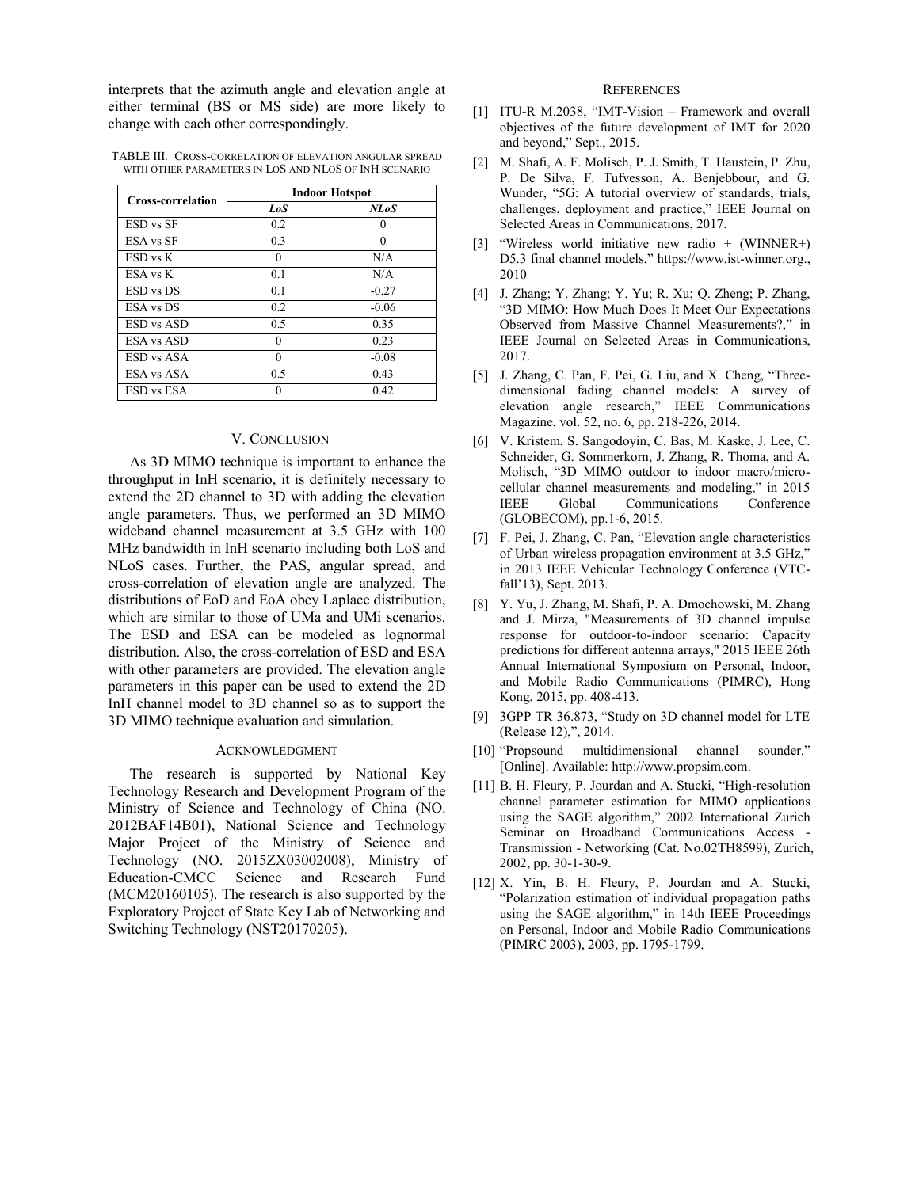interprets that the azimuth angle and elevation angle at either terminal (BS or MS side) are more likely to change with each other correspondingly.

TABLE III. CROSS-CORRELATION OF ELEVATION ANGULAR SPREAD WITH OTHER PARAMETERS IN LOS AND NLOS OF INH SCENARIO

| Cross-correlation | Indoor Hotspot | |
|---|---|---|
| | ***LoS*** | ***NLoS*** |
| ESD vs SF | 0.2 | 0 |
| ESA vs SF | 0.3 | 0 |
| ESD vs K | 0 | N/A |
| ESA vs K | 0.1 | N/A |
| ESD vs DS | 0.1 | -0.27 |
| ESA vs DS | 0.2 | -0.06 |
| ESD vs ASD | 0.5 | 0.35 |
| ESA vs ASD | 0 | 0.23 |
| ESD vs ASA | 0 | -0.08 |
| ESA vs ASA | 0.5 | 0.43 |
| ESD vs ESA | 0 | 0.42 |

## V. CONCLUSION

As 3D MIMO technique is important to enhance the throughput in InH scenario, it is definitely necessary to extend the 2D channel to 3D with adding the elevation angle parameters. Thus, we performed an 3D MIMO wideband channel measurement at 3.5 GHz with 100 MHz bandwidth in InH scenario including both LoS and NLoS cases. Further, the PAS, angular spread, and cross-correlation of elevation angle are analyzed. The distributions of EoD and EoA obey Laplace distribution, which are similar to those of UMa and UMi scenarios. The ESD and ESA can be modeled as lognormal distribution. Also, the cross-correlation of ESD and ESA with other parameters are provided. The elevation angle parameters in this paper can be used to extend the 2D InH channel model to 3D channel so as to support the 3D MIMO technique evaluation and simulation.

## ACKNOWLEDGMENT

The research is supported by National Key Technology Research and Development Program of the Ministry of Science and Technology of China (NO. 2012BAF14B01), National Science and Technology Major Project of the Ministry of Science and Technology (NO. 2015ZX03002008), Ministry of Education-CMCC Science and Research Fund (MCM20160105). The research is also supported by the Exploratory Project of State Key Lab of Networking and Switching Technology (NST20170205).

## REFERENCES

[1] ITU-R M.2038, "IMT-Vision – Framework and overall objectives of the future development of IMT for 2020 and beyond," Sept., 2015.

[2] M. Shafi, A. F. Molisch, P. J. Smith, T. Haustein, P. Zhu, P. De Silva, F. Tufvesson, A. Benjebbour, and G. Wunder, "5G: A tutorial overview of standards, trials, challenges, deployment and practice," IEEE Journal on Selected Areas in Communications, 2017.

[3] "Wireless world initiative new radio + (WINNER+) D5.3 final channel models," https://www.ist-winner.org., 2010

[4] J. Zhang; Y. Zhang; Y. Yu; R. Xu; Q. Zheng; P. Zhang, "3D MIMO: How Much Does It Meet Our Expectations Observed from Massive Channel Measurements?," in IEEE Journal on Selected Areas in Communications, 2017.

[5] J. Zhang, C. Pan, F. Pei, G. Liu, and X. Cheng, "Three-dimensional fading channel models: A survey of elevation angle research," IEEE Communications Magazine, vol. 52, no. 6, pp. 218-226, 2014.

[6] V. Kristem, S. Sangodoyin, C. Bas, M. Kaske, J. Lee, C. Schneider, G. Sommerkorn, J. Zhang, R. Thoma, and A. Molisch, "3D MIMO outdoor to indoor macro/micro-cellular channel measurements and modeling," in 2015 IEEE Global Communications Conference (GLOBECOM), pp.1-6, 2015.

[7] F. Pei, J. Zhang, C. Pan, "Elevation angle characteristics of Urban wireless propagation environment at 3.5 GHz," in 2013 IEEE Vehicular Technology Conference (VTC-fall'13), Sept. 2013.

[8] Y. Yu, J. Zhang, M. Shafi, P. A. Dmochowski, M. Zhang and J. Mirza, "Measurements of 3D channel impulse response for outdoor-to-indoor scenario: Capacity predictions for different antenna arrays," 2015 IEEE 26th Annual International Symposium on Personal, Indoor, and Mobile Radio Communications (PIMRC), Hong Kong, 2015, pp. 408-413.

[9] 3GPP TR 36.873, "Study on 3D channel model for LTE (Release 12),", 2014.

[10] "Propsound multidimensional channel sounder." [Online]. Available: http://www.propsim.com.

[11] B. H. Fleury, P. Jourdan and A. Stucki, "High-resolution channel parameter estimation for MIMO applications using the SAGE algorithm," 2002 International Zurich Seminar on Broadband Communications Access - Transmission - Networking (Cat. No.02TH8599), Zurich, 2002, pp. 30-1-30-9.

[12] X. Yin, B. H. Fleury, P. Jourdan and A. Stucki, "Polarization estimation of individual propagation paths using the SAGE algorithm," in 14th IEEE Proceedings on Personal, Indoor and Mobile Radio Communications (PIMRC 2003), 2003, pp. 1795-1799.